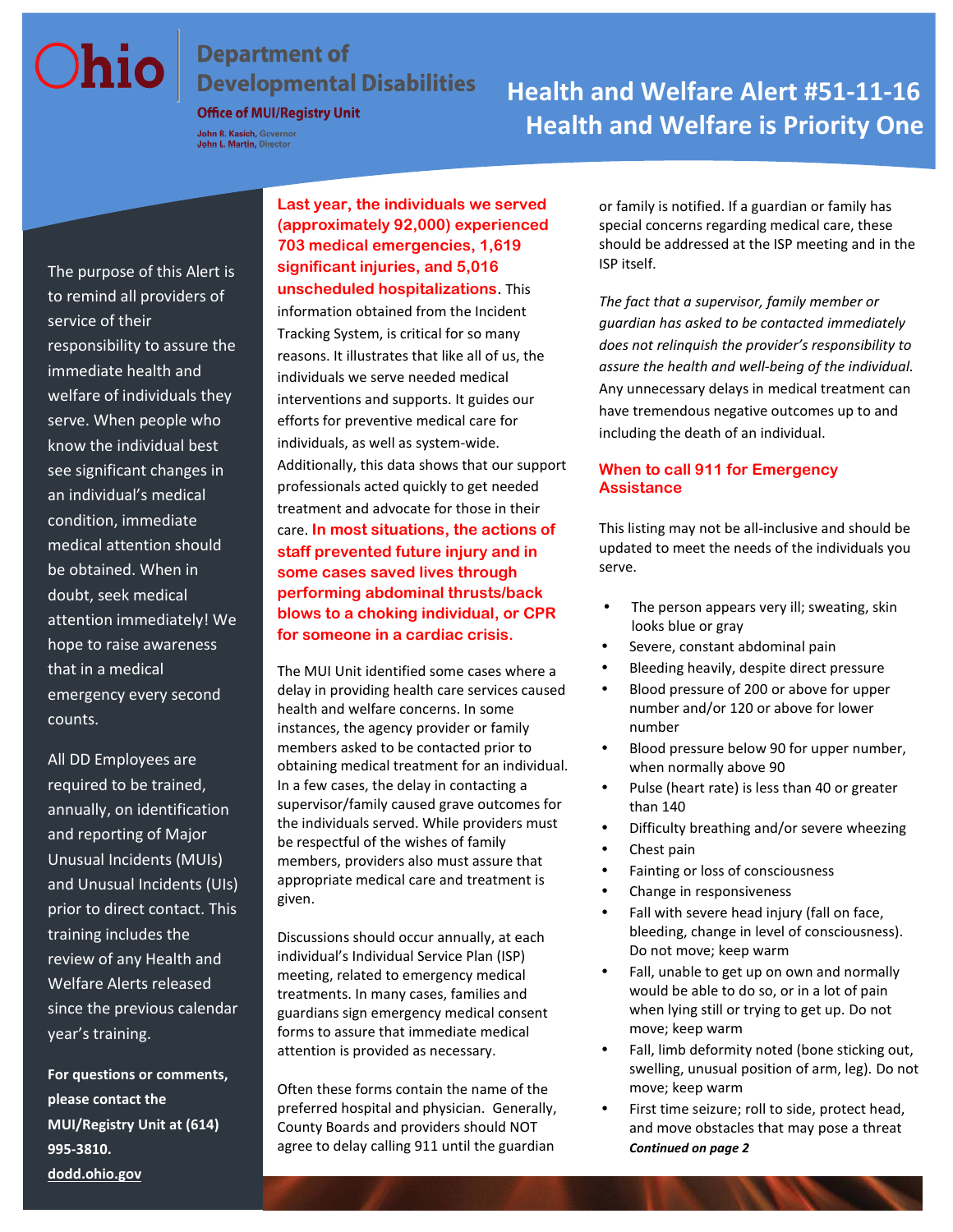Ohio Department of Developmental Disabilities

Office of MUI/Registry Unit

John R. Kasich, Governor
John L. Martin, Director

# Health and Welfare Alert #51-11-16
# Health and Welfare is Priority One

The purpose of this Alert is to remind all providers of service of their responsibility to assure the immediate health and welfare of individuals they serve. When people who know the individual best see significant changes in an individual's medical condition, immediate medical attention should be obtained. When in doubt, seek medical attention immediately! We hope to raise awareness that in a medical emergency every second counts.

All DD Employees are required to be trained, annually, on identification and reporting of Major Unusual Incidents (MUIs) and Unusual Incidents (UIs) prior to direct contact. This training includes the review of any Health and Welfare Alerts released since the previous calendar year's training.

**For questions or comments, please contact the MUI/Registry Unit at (614) 995-3810.**

**dodd.ohio.gov**

**Last year, the individuals we served (approximately 92,000) experienced 703 medical emergencies, 1,619 significant injuries, and 5,016 unscheduled hospitalizations**. This information obtained from the Incident Tracking System, is critical for so many reasons. It illustrates that like all of us, the individuals we serve needed medical interventions and supports. It guides our efforts for preventive medical care for individuals, as well as system-wide. Additionally, this data shows that our support professionals acted quickly to get needed treatment and advocate for those in their care. **In most situations, the actions of staff prevented future injury and in some cases saved lives through performing abdominal thrusts/back blows to a choking individual, or CPR for someone in a cardiac crisis.**

The MUI Unit identified some cases where a delay in providing health care services caused health and welfare concerns. In some instances, the agency provider or family members asked to be contacted prior to obtaining medical treatment for an individual. In a few cases, the delay in contacting a supervisor/family caused grave outcomes for the individuals served. While providers must be respectful of the wishes of family members, providers also must assure that appropriate medical care and treatment is given.

Discussions should occur annually, at each individual's Individual Service Plan (ISP) meeting, related to emergency medical treatments. In many cases, families and guardians sign emergency medical consent forms to assure that immediate medical attention is provided as necessary.

Often these forms contain the name of the preferred hospital and physician. Generally, County Boards and providers should NOT agree to delay calling 911 until the guardian or family is notified. If a guardian or family has special concerns regarding medical care, these should be addressed at the ISP meeting and in the ISP itself.

*The fact that a supervisor, family member or guardian has asked to be contacted immediately does not relinquish the provider's responsibility to assure the health and well-being of the individual.* Any unnecessary delays in medical treatment can have tremendous negative outcomes up to and including the death of an individual.

## When to call 911 for Emergency Assistance

This listing may not be all-inclusive and should be updated to meet the needs of the individuals you serve.

- The person appears very ill; sweating, skin looks blue or gray
- Severe, constant abdominal pain
- Bleeding heavily, despite direct pressure
- Blood pressure of 200 or above for upper number and/or 120 or above for lower number
- Blood pressure below 90 for upper number, when normally above 90
- Pulse (heart rate) is less than 40 or greater than 140
- Difficulty breathing and/or severe wheezing
- Chest pain
- Fainting or loss of consciousness
- Change in responsiveness
- Fall with severe head injury (fall on face, bleeding, change in level of consciousness). Do not move; keep warm
- Fall, unable to get up on own and normally would be able to do so, or in a lot of pain when lying still or trying to get up. Do not move; keep warm
- Fall, limb deformity noted (bone sticking out, swelling, unusual position of arm, leg). Do not move; keep warm
- First time seizure; roll to side, protect head, and move obstacles that may pose a threat

***Continued on page 2***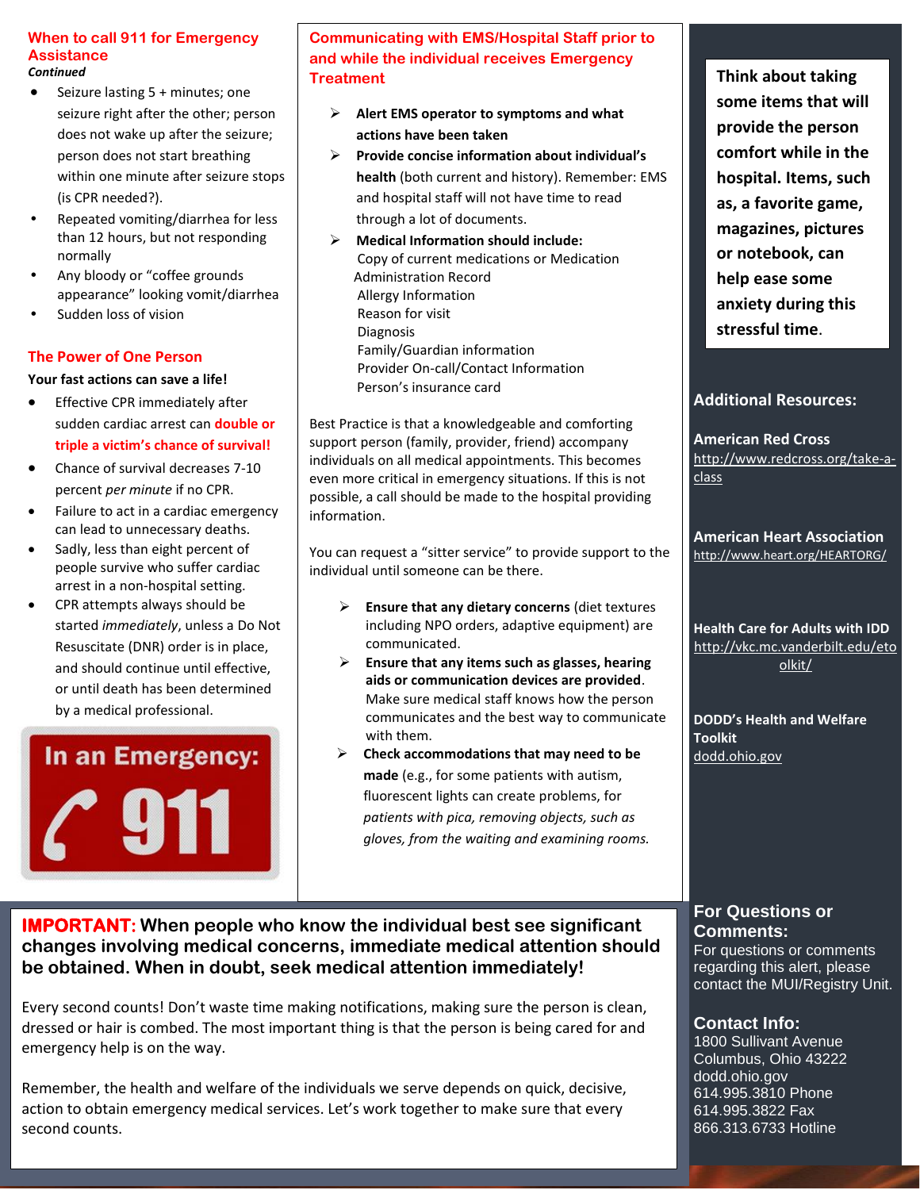## When to call 911 for Emergency Assistance

***Continued***

- Seizure lasting 5 + minutes; one seizure right after the other; person does not wake up after the seizure; person does not start breathing within one minute after seizure stops (is CPR needed?).
- Repeated vomiting/diarrhea for less than 12 hours, but not responding normally
- Any bloody or "coffee grounds appearance" looking vomit/diarrhea
- Sudden loss of vision

## The Power of One Person

**Your fast actions can save a life!**

- Effective CPR immediately after sudden cardiac arrest can **double or triple a victim's chance of survival!**
- Chance of survival decreases 7-10 percent *per minute* if no CPR.
- Failure to act in a cardiac emergency can lead to unnecessary deaths.
- Sadly, less than eight percent of people survive who suffer cardiac arrest in a non-hospital setting.
- CPR attempts always should be started *immediately*, unless a Do Not Resuscitate (DNR) order is in place, and should continue until effective, or until death has been determined by a medical professional.

In an Emergency: 911

## Communicating with EMS/Hospital Staff prior to and while the individual receives Emergency Treatment

- **Alert EMS operator to symptoms and what actions have been taken**
- **Provide concise information about individual's health** (both current and history). Remember: EMS and hospital staff will not have time to read through a lot of documents.
- **Medical Information should include:**
  Copy of current medications or Medication Administration Record
  Allergy Information
  Reason for visit
  Diagnosis
  Family/Guardian information
  Provider On-call/Contact Information
  Person's insurance card

Best Practice is that a knowledgeable and comforting support person (family, provider, friend) accompany individuals on all medical appointments. This becomes even more critical in emergency situations. If this is not possible, a call should be made to the hospital providing information.

You can request a "sitter service" to provide support to the individual until someone can be there.

- **Ensure that any dietary concerns** (diet textures including NPO orders, adaptive equipment) are communicated.
- **Ensure that any items such as glasses, hearing aids or communication devices are provided**. Make sure medical staff knows how the person communicates and the best way to communicate with them.
- **Check accommodations that may need to be made** (e.g., for some patients with autism, fluorescent lights can create problems, for *patients with pica, removing objects, such as gloves, from the waiting and examining rooms.*

**Think about taking some items that will provide the person comfort while in the hospital. Items, such as, a favorite game, magazines, pictures or notebook, can help ease some anxiety during this stressful time.**

### Additional Resources:

**American Red Cross**
http://www.redcross.org/take-a-class

**American Heart Association**
http://www.heart.org/HEARTORG/

**Health Care for Adults with IDD**
http://vkc.mc.vanderbilt.edu/etoolkit/

**DODD's Health and Welfare Toolkit**
dodd.ohio.gov

**IMPORTANT: When people who know the individual best see significant changes involving medical concerns, immediate medical attention should be obtained. When in doubt, seek medical attention immediately!**

Every second counts! Don't waste time making notifications, making sure the person is clean, dressed or hair is combed. The most important thing is that the person is being cared for and emergency help is on the way.

Remember, the health and welfare of the individuals we serve depends on quick, decisive, action to obtain emergency medical services. Let's work together to make sure that every second counts.

### For Questions or Comments:

For questions or comments regarding this alert, please contact the MUI/Registry Unit.

### Contact Info:

1800 Sullivant Avenue
Columbus, Ohio 43222
dodd.ohio.gov
614.995.3810 Phone
614.995.3822 Fax
866.313.6733 Hotline